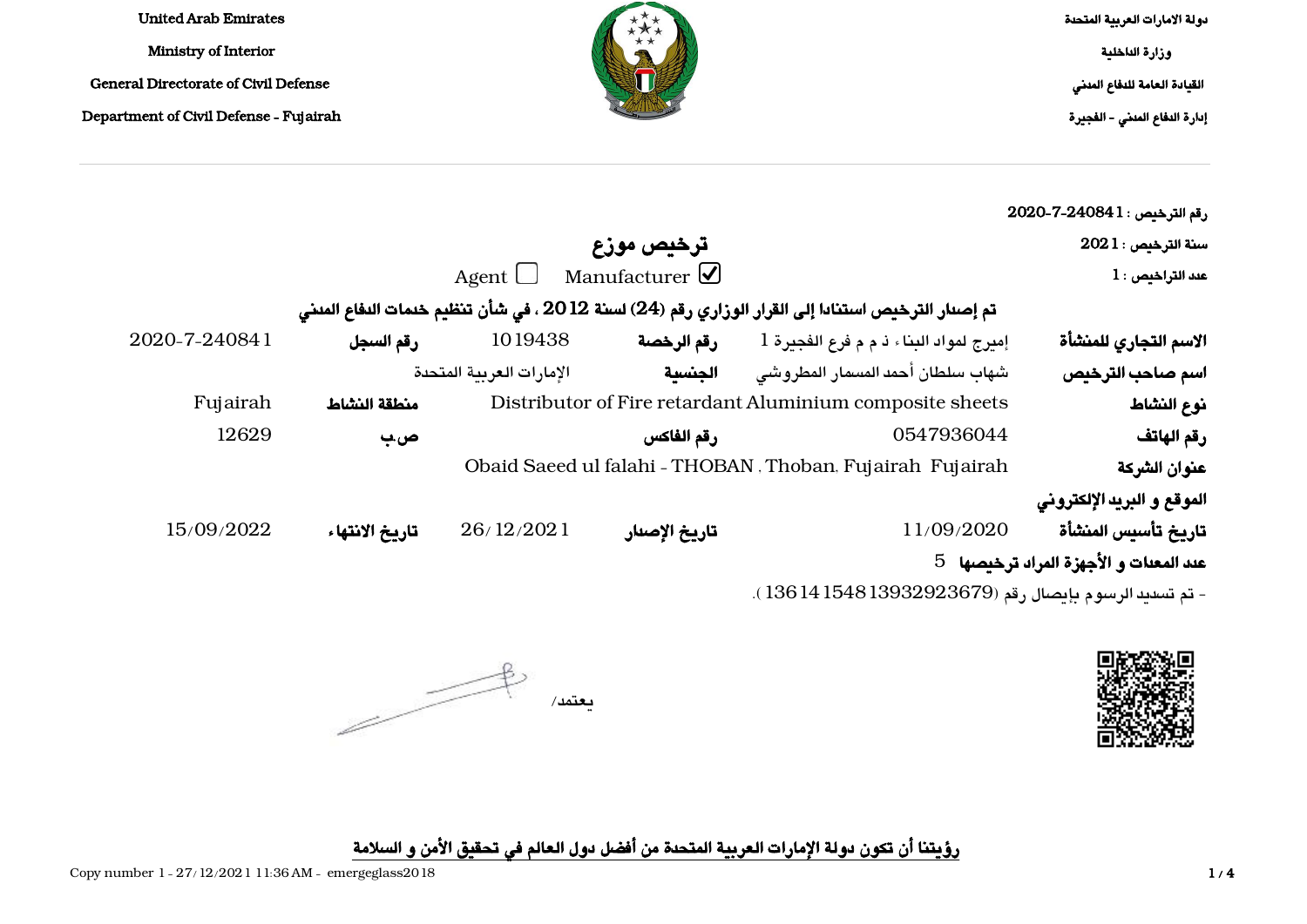United Arab Emirates

Ministry of Interior

General Directorate of Civil Defense

Department of Civil Defense - Fujairah

دولة الامارات العربية المتحدة

وزارة الداخلية

القيادة العامة للدفاع المدني

إدارة الدفاع المدني - الفجيرة

رقم الترخيص : 2020-7-240841

سنة الترخيص : 2021

عدد التراخيص : 1

# ترخيص موزع

☐ Agent ☑ Manufacturer

**تم إصدار الترخيص استنادا إلى القرار الوزاري رقم (24) لسنة 2012 ، في شأن تنظيم خدمات الدفاع المدني**

| | | | | | |
|---|---|---|---|---|---|
| **الاسم التجاري للمنشأة** | إميرج لمواد البناء ذ م م فرع الفجيرة 1 | **رقم الرخصة** | 1019438 | **رقم السجل** | 2020-7-240841 |
| **اسم صاحب الترخيص** | شهاب سلطان أحمد المسمار المطروشي | **الجنسية** | الإمارات العربية المتحدة | | |
| **نوع النشاط** | Distributor of Fire retardant Aluminium composite sheets | | | **منطقة النشاط** | Fujairah |
| **رقم الهاتف** | 0547936044 | **رقم الفاكس** | | **ص.ب** | 12629 |
| **عنوان الشركة** | Obaid Saeed ul falahi - THOBAN , Thoban, Fujairah Fujairah | | | | |
| **الموقع و البريد الإلكتروني** | | | | | |
| **تاريخ تأسيس المنشأة** | 11/09/2020 | **تاريخ الإصدار** | 26/12/2021 | **تاريخ الانتهاء** | 15/09/2022 |

**عدد المعدات و الأجهزة المراد ترخيصها** 5

- تم تسديد الرسوم بإيصال رقم (13614154813932923679).

يعتمد/

**رؤيتنا أن تكون دولة الإمارات العربية المتحدة من أفضل دول العالم في تحقيق الأمن و السلامة**

Copy number 1 - 27/12/2021 11:36 AM - emergeglass2018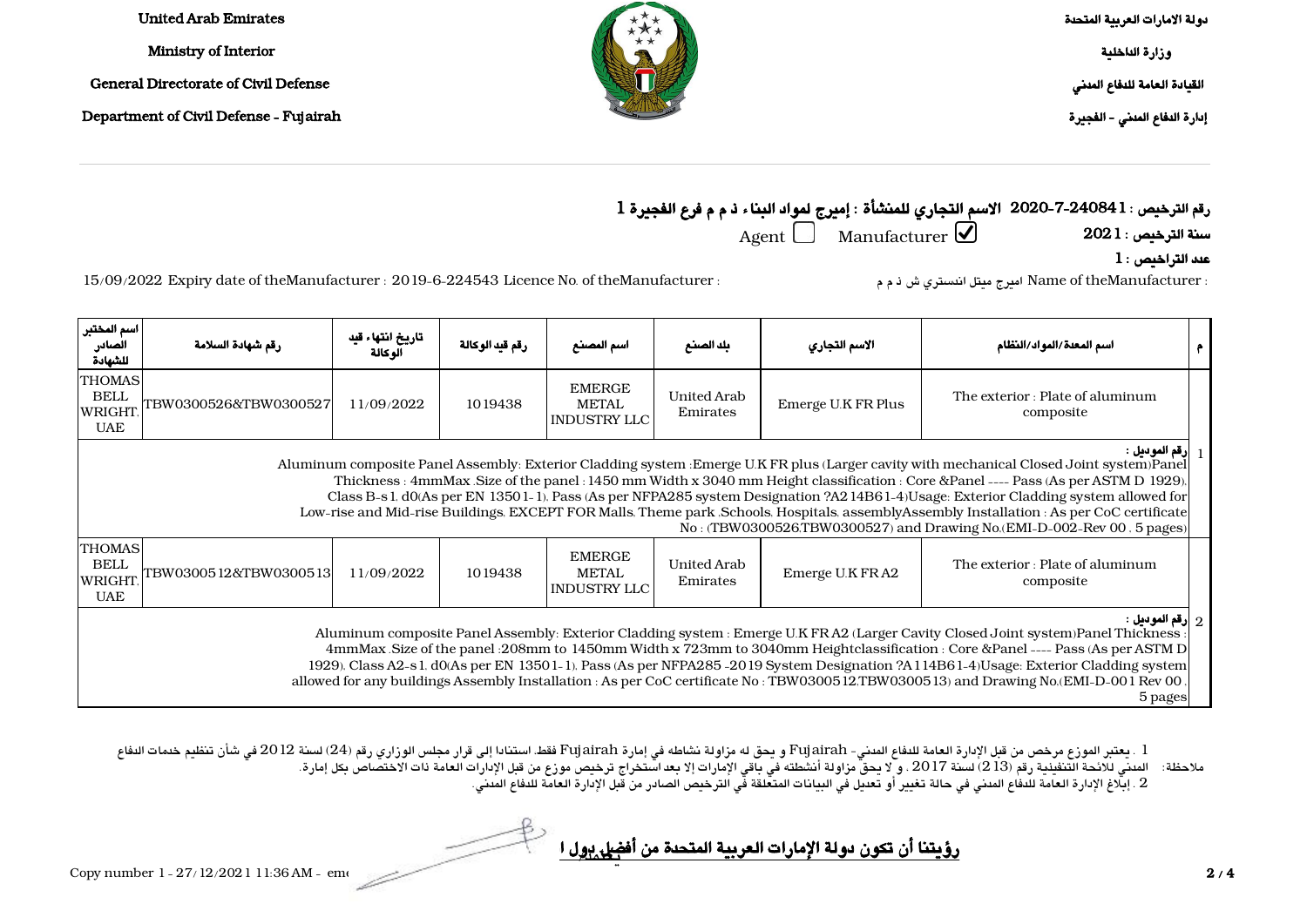United Arab Emirates

Ministry of Interior

General Directorate of Civil Defense

Department of Civil Defense - Fujairah

دولة الامارات العربية المتحدة

وزارة الداخلية

القيادة العامة للدفاع المدني

إدارة الدفاع المدني - الفجيرة

**رقم الترخيص : 1-240841-7-2020 الاسم التجاري للمنشأة : إميرج لمواد البناء ذ م م فرع الفجيرة 1**

Agent ☐ Manufacturer ☑ **سنة الترخيص : 2021**

**عدد التراخيص : 1**

15/09/2022 Expiry date of theManufacturer : 2019-6-224543 Licence No. of theManufacturer : اميرج ميتل انستري ش ذ م م Name of theManufacturer :

| م | اسم المعدة/المواد/النظام | الاسم التجاري | بلد الصنع | اسم المصنع | رقم قيد الوكالة | تاريخ انتهاء قيد الوكالة | رقم شهادة السلامة | اسم المختبر الصادر للشهادة |
|---|---|---|---|---|---|---|---|---|
| 1 | The exterior : Plate of aluminum composite | Emerge U.K FR Plus | United Arab Emirates | EMERGE METAL INDUSTRY LLC | 1019438 | 11/09/2022 | TBW0300526&TBW0300527 | THOMAS BELL WRIGHT, UAE |
| | **رقم الموديل :** Aluminum composite Panel Assembly: Exterior Cladding system :Emerge U.K FR plus (Larger cavity with mechanical Closed Joint system)Panel Thickness : 4mmMax .Size of the panel : 1450 mm Width x 3040 mm Height classification : Core &Panel ---- Pass (As per ASTM D 1929), Class B-s1, d0(As per EN 13501-1), Pass (As per NFPA285 system Designation ?A214B61-4)Usage: Exterior Cladding system allowed for Low-rise and Mid-rise Buildings, EXCEPT FOR Malls, Theme park ,Schools, Hospitals, assemblyAssembly Installation : As per CoC certificate No : (TBW0300526,TBW0300527) and Drawing No.(EMI-D-002-Rev 00 , 5 pages) | | | | | | | |
| 2 | The exterior : Plate of aluminum composite | Emerge U.K FR A2 | United Arab Emirates | EMERGE METAL INDUSTRY LLC | 1019438 | 11/09/2022 | TBW0300512&TBW0300513 | THOMAS BELL WRIGHT, UAE |
| | **رقم الموديل :** Aluminum composite Panel Assembly: Exterior Cladding system : Emerge U.K FR A2 (Larger Cavity Closed Joint system)Panel Thickness : 4mmMax .Size of the panel :208mm to 1450mm Width x 723mm to 3040mm Heightclassification : Core &Panel ---- Pass (As per ASTM D 1929), Class A2-s1, d0(As per EN 13501-1), Pass (As per NFPA285 -2019 System Designation ?A114B61-4)Usage: Exterior Cladding system allowed for any buildings Assembly Installation : As per CoC certificate No : TBW0300512,TBW0300513) and Drawing No.(EMI-D-001 Rev 00 , 5 pages | | | | | | | |

ملاحظة: 1 . يعتبر الموزع مرخص من قبل الإدارة العامة للدفاع المدني- Fujairah و يحق له مزاولة نشاطه في إمارة Fujairah فقط. استنادا إلى قرار مجلس الوزاري رقم (24) لسنة 2012 في شأن تنظيم خدمات الدفاع المدني للائحة التنفيذية رقم (213) لسنة 2017 . و لا يحق مزاولة أنشطته في باقي الإمارات إلا بعد استخراج ترخيص موزع من قبل الإدارات العامة ذات الاختصاص بكل إمارة.

2 . إبلاغ الإدارة العامة للدفاع المدني في حالة تغيير أو تعديل في البيانات المتعلقة في الترخيص الصادر من قبل الإدارة العامة للدفاع المدني.

**رؤيتنا أن تكون دولة الإمارات العربية المتحدة من أفضل دول العالم**

Copy number 1 - 27/12/2021 11:36 AM - em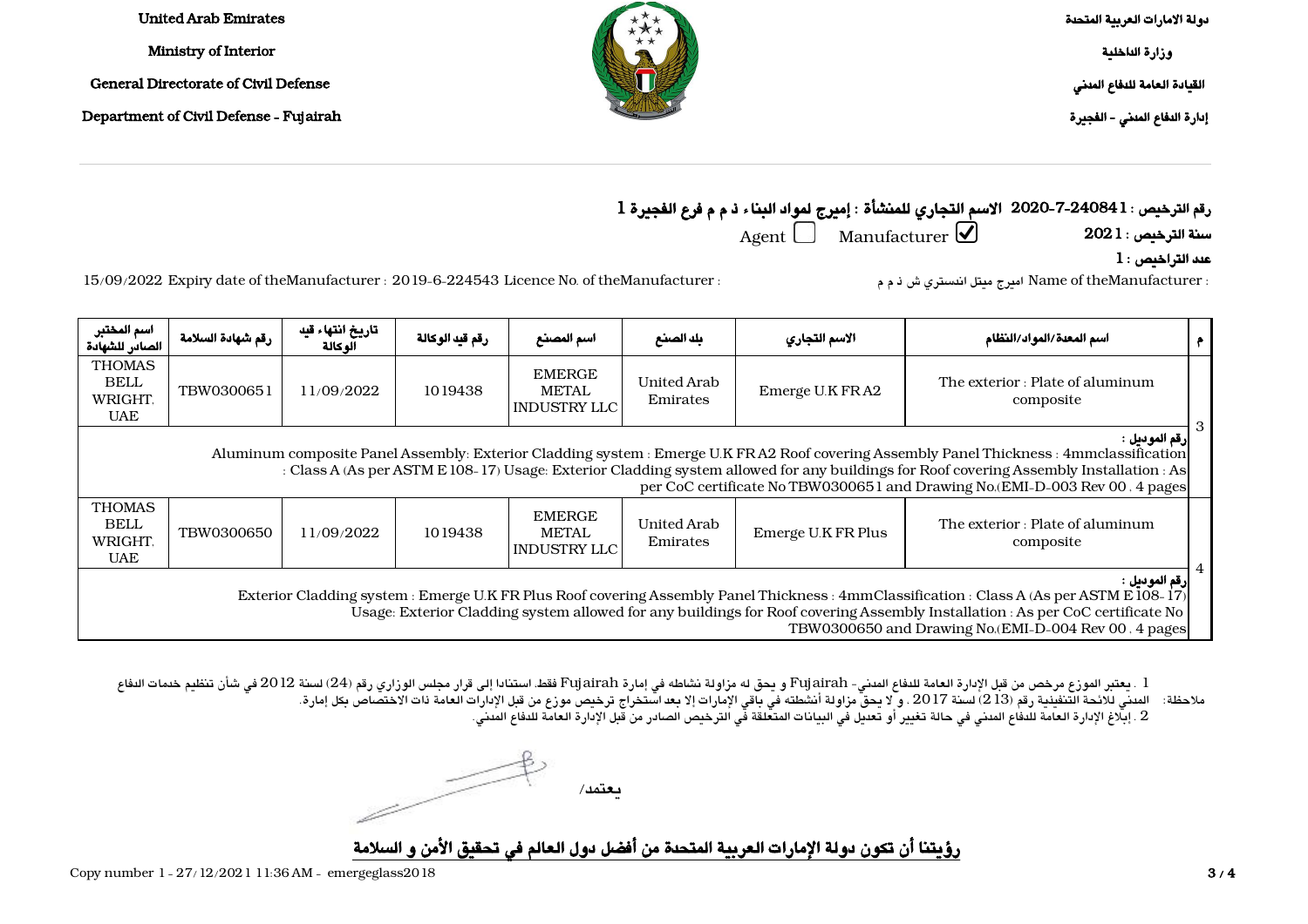United Arab Emirates

Ministry of Interior

General Directorate of Civil Defense

Department of Civil Defense - Fujairah

دولة الامارات العربية المتحدة

وزارة الداخلية

القيادة العامة للدفاع المدني

إدارة الدفاع المدني - الفجيرة

**رقم الترخيص : 1-240841-7-2020 الاسم التجاري للمنشأة : إميرج لمواد البناء ذ م م فرع الفجيرة 1**

**سنة الترخيص : 2021** Agent ☐ Manufacturer ☑

**عدد التراخيص : 1**

Name of theManufacturer : اميرج ميتل انستري ش ذ م م Licence No. of theManufacturer : 2019-6-224543 Expiry date of theManufacturer : 15/09/2022

| م | اسم المعدة/المواد/النظام | الاسم التجاري | بلد الصنع | اسم المصنع | رقم قيد الوكالة | تاريخ انتهاء قيد الوكالة | رقم شهادة السلامة | اسم المختبر الصادر للشهادة |
|---|---|---|---|---|---|---|---|---|
| 3 | The exterior : Plate of aluminum composite | Emerge U.K FR A2 | United Arab Emirates | EMERGE METAL INDUSTRY LLC | 1019438 | 11/09/2022 | TBW0300651 | THOMAS BELL WRIGHT, UAE |
| | **رقم الموديل :** Aluminum composite Panel Assembly: Exterior Cladding system : Emerge U.K FR A2 Roof covering Assembly Panel Thickness : 4mmclassification : Class A (As per ASTM E 108- 17) Usage: Exterior Cladding system allowed for any buildings for Roof covering Assembly Installation : As per CoC certificate No TBW0300651 and Drawing No.(EMI-D-003 Rev 00 , 4 pages | | | | | | | |
| 4 | The exterior : Plate of aluminum composite | Emerge U.K FR Plus | United Arab Emirates | EMERGE METAL INDUSTRY LLC | 1019438 | 11/09/2022 | TBW0300650 | THOMAS BELL WRIGHT, UAE |
| | **رقم الموديل :** Exterior Cladding system : Emerge U.K FR Plus Roof covering Assembly Panel Thickness : 4mmClassification : Class A (As per ASTM E 108- 17) Usage: Exterior Cladding system allowed for any buildings for Roof covering Assembly Installation : As per CoC certificate No TBW0300650 and Drawing No.(EMI-D-004 Rev 00 , 4 pages | | | | | | | |

ملاحظة: 1 . يعتبر الموزع مرخص من قبل الإدارة العامة للدفاع المدني- Fujairah و يحق له مزاولة نشاطه في إمارة Fujairah فقط، استنادا إلى قرار مجلس الوزاري رقم (24) لسنة 2012 في شأن تنظيم خدمات الدفاع المدني للائحة التنفيذية رقم (213) لسنة 2017 . و لا يحق مزاولة أنشطته في باقي الإمارات إلا بعد استخراج ترخيص موزع من قبل الإدارات العامة ذات الاختصاص بكل إمارة.

2 . إبلاغ الإدارة العامة للدفاع المدني في حالة تغيير أو تعديل في البيانات المتعلقة في الترخيص الصادر من قبل الإدارة العامة للدفاع المدني.

يعتمد/

**رؤيتنا أن تكون دولة الإمارات العربية المتحدة من أفضل دول العالم في تحقيق الأمن و السلامة**

Copy number 1 - 27/12/2021 11:36 AM - emergeglass2018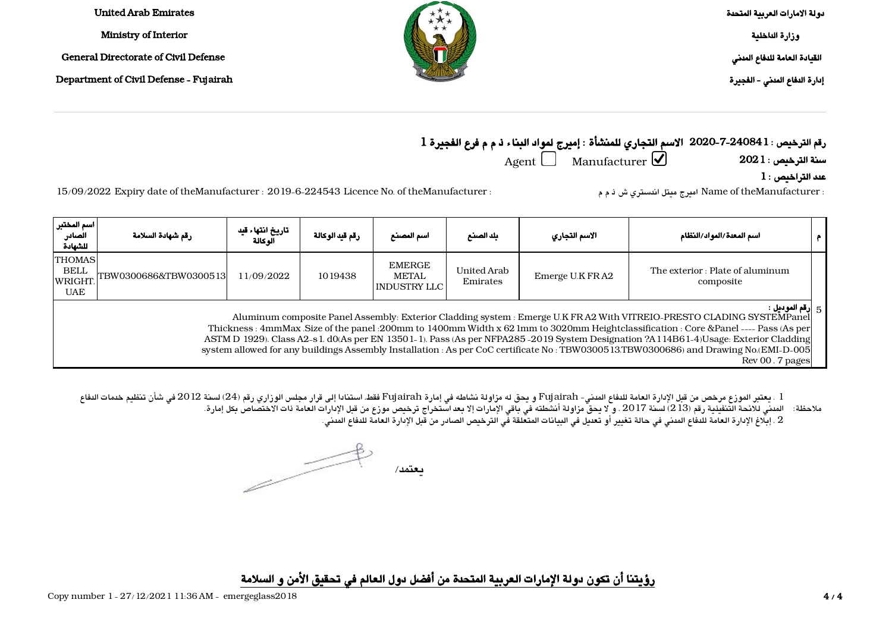United Arab Emirates

Ministry of Interior

General Directorate of Civil Defense

Department of Civil Defense - Fujairah

دولة الامارات العربية المتحدة

وزارة الداخلية

القيادة العامة للدفاع المدني

إدارة الدفاع المدني - الفجيرة

**رقم الترخيص : 1-2020-7-240841 الاسم التجاري للمنشأة : إميرج لمواد البناء ذ م م فرع الفجيرة 1**

**سنة الترخيص : 2021** Agent ☐ Manufacturer ☑

**عدد التراخيص : 1**

Name of theManufacturer : اميرج ميتل انستري ش ذ م م Licence No. of theManufacturer : 2019-6-224543 Expiry date of theManufacturer : 15/09/2022

| م | اسم المعدة/المواد/النظام | الاسم التجاري | بلد الصنع | اسم المصنع | رقم قيد الوكالة | تاريخ انتهاء قيد الوكالة | رقم شهادة السلامة | اسم المختبر الصادر للشهادة |
|---|---|---|---|---|---|---|---|---|
| 5 | The exterior : Plate of aluminum composite | Emerge U.K FR A2 | United Arab Emirates | EMERGE METAL INDUSTRY LLC | 1019438 | 11/09/2022 | TBW0300686&TBW0300513 | THOMAS BELL WRIGHT. UAE |
| | **رقم الموديل :** Aluminum composite Panel Assembly: Exterior Cladding system : Emerge U.K FR A2 With VITREIO-PRESTO CLADING SYSTEMPanel Thickness : 4mmMax .Size of the panel :200mm to 1400mm Width x 621mm to 3020mm Heightclassification : Core &Panel ---- Pass (As per ASTM D 1929), Class A2-s1. d0(As per EN 13501-1), Pass (As per NFPA285 -2019 System Designation ?A114B61-4)Usage: Exterior Cladding system allowed for any buildings Assembly Installation : As per CoC certificate No : TBW0300513,TBW0300686) and Drawing No.(EMI-D-005 Rev 00 . 7 pages | | | | | | | |

ملاحظة: 1 . يعتبر الموزع مرخص من قبل الإدارة العامة للدفاع المدني- Fujairah و يحق له مزاولة نشاطه في إمارة Fujairah فقط. استنادا إلى قرار مجلس الوزاري رقم (24) لسنة 2012 في شأن تنظيم خدمات الدفاع المدني للائحة التنفيذية رقم (213) لسنة 2017 . و لا يحق مزاولة أنشطته في باقي الإمارات إلا بعد استخراج ترخيص موزع من قبل الإدارات العامة ذات الاختصاص بكل إمارة.

2 . إبلاغ الإدارة العامة للدفاع المدني في حالة تغيير أو تعديل في البيانات المتعلقة في الترخيص الصادر من قبل الإدارة العامة للدفاع المدني.

يعتمد/

**رؤيتنا أن تكون دولة الإمارات العربية المتحدة من أفضل دول العالم في تحقيق الأمن و السلامة**

Copy number 1 - 27/12/2021 11:36 AM - emergeglass2018